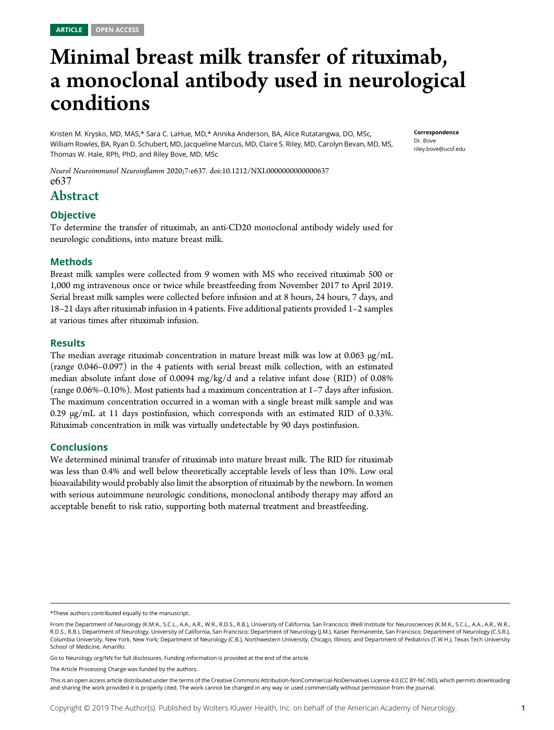ARTICLE OPEN ACCESS

# Minimal breast milk transfer of rituximab, a monoclonal antibody used in neurological conditions

Kristen M. Krysko, MD, MAS,* Sara C. LaHue, MD,* Annika Anderson, BA, Alice Rutatangwa, DO, MSc, William Rowles, BA, Ryan D. Schubert, MD, Jacqueline Marcus, MD, Claire S. Riley, MD, Carolyn Bevan, MD, MS, Thomas W. Hale, RPh, PhD, and Riley Bove, MD, MSc

**Correspondence**
Dr. Bove
riley.bove@ucsf.edu

*Neurol Neuroimmunol Neuroinflamm* 2020;7:e637. doi:10.1212/NXI.0000000000000637

e637

## Abstract

### Objective

To determine the transfer of rituximab, an anti-CD20 monoclonal antibody widely used for neurologic conditions, into mature breast milk.

### Methods

Breast milk samples were collected from 9 women with MS who received rituximab 500 or 1,000 mg intravenous once or twice while breastfeeding from November 2017 to April 2019. Serial breast milk samples were collected before infusion and at 8 hours, 24 hours, 7 days, and 18–21 days after rituximab infusion in 4 patients. Five additional patients provided 1–2 samples at various times after rituximab infusion.

### Results

The median average rituximab concentration in mature breast milk was low at 0.063 μg/mL (range 0.046–0.097) in the 4 patients with serial breast milk collection, with an estimated median absolute infant dose of 0.0094 mg/kg/d and a relative infant dose (RID) of 0.08% (range 0.06%–0.10%). Most patients had a maximum concentration at 1–7 days after infusion. The maximum concentration occurred in a woman with a single breast milk sample and was 0.29 μg/mL at 11 days postinfusion, which corresponds with an estimated RID of 0.33%. Rituximab concentration in milk was virtually undetectable by 90 days postinfusion.

### Conclusions

We determined minimal transfer of rituximab into mature breast milk. The RID for rituximab was less than 0.4% and well below theoretically acceptable levels of less than 10%. Low oral bioavailability would probably also limit the absorption of rituximab by the newborn. In women with serious autoimmune neurologic conditions, monoclonal antibody therapy may afford an acceptable benefit to risk ratio, supporting both maternal treatment and breastfeeding.

---

*These authors contributed equally to the manuscript.

From the Department of Neurology (K.M.K., S.C.L., A.A., A.R., W.R., R.D.S., R.B.), University of California, San Francisco; Weill Institute for Neurosciences (K.M.K., S.C.L., A.A., A.R., W.R., R.D.S., R.B.), Department of Neurology, University of California, San Francisco; Department of Neurology (J.M.), Kaiser Permanente, San Francisco; Department of Neurology (C.S.R.), Columbia University, New York, New York; Department of Neurology (C.B.), Northwestern University, Chicago, Illinois; and Department of Pediatrics (T.W.H.), Texas Tech University School of Medicine, Amarillo.

Go to Neurology.org/NN for full disclosures. Funding information is provided at the end of the article.

The Article Processing Charge was funded by the authors.

This is an open access article distributed under the terms of the Creative Commons Attribution-NonCommercial-NoDerivatives License 4.0 (CC BY-NC-ND), which permits downloading and sharing the work provided it is properly cited. The work cannot be changed in any way or used commercially without permission from the journal.

Copyright © 2019 The Author(s). Published by Wolters Kluwer Health, Inc. on behalf of the American Academy of Neurology.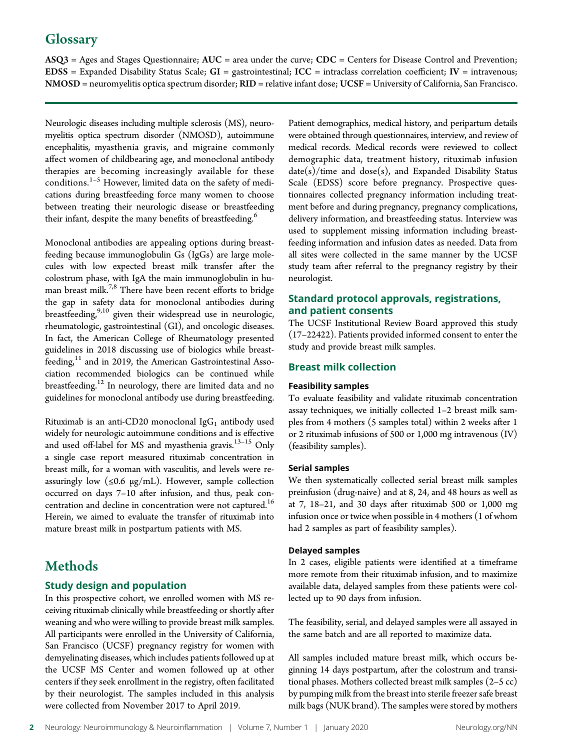# Glossary

**ASQ3** = Ages and Stages Questionnaire; **AUC** = area under the curve; **CDC** = Centers for Disease Control and Prevention; **EDSS** = Expanded Disability Status Scale; **GI** = gastrointestinal; **ICC** = intraclass correlation coefficient; **IV** = intravenous; **NMOSD** = neuromyelitis optica spectrum disorder; **RID** = relative infant dose; **UCSF** = University of California, San Francisco.

Neurologic diseases including multiple sclerosis (MS), neuromyelitis optica spectrum disorder (NMOSD), autoimmune encephalitis, myasthenia gravis, and migraine commonly affect women of childbearing age, and monoclonal antibody therapies are becoming increasingly available for these conditions.[1–5] However, limited data on the safety of medications during breastfeeding force many women to choose between treating their neurologic disease or breastfeeding their infant, despite the many benefits of breastfeeding.[6]

Monoclonal antibodies are appealing options during breastfeeding because immunoglobulin Gs (IgGs) are large molecules with low expected breast milk transfer after the colostrum phase, with IgA the main immunoglobulin in human breast milk.[7,8] There have been recent efforts to bridge the gap in safety data for monoclonal antibodies during breastfeeding,[9,10] given their widespread use in neurologic, rheumatologic, gastrointestinal (GI), and oncologic diseases. In fact, the American College of Rheumatology presented guidelines in 2018 discussing use of biologics while breastfeeding,[11] and in 2019, the American Gastrointestinal Association recommended biologics can be continued while breastfeeding.[12] In neurology, there are limited data and no guidelines for monoclonal antibody use during breastfeeding.

Rituximab is an anti-CD20 monoclonal $IgG_1$ antibody used widely for neurologic autoimmune conditions and is effective and used off-label for MS and myasthenia gravis.[13–15] Only a single case report measured rituximab concentration in breast milk, for a woman with vasculitis, and levels were reassuringly low (≤0.6 μg/mL). However, sample collection occurred on days 7–10 after infusion, and thus, peak concentration and decline in concentration were not captured.[16] Herein, we aimed to evaluate the transfer of rituximab into mature breast milk in postpartum patients with MS.

# Methods

## Study design and population

In this prospective cohort, we enrolled women with MS receiving rituximab clinically while breastfeeding or shortly after weaning and who were willing to provide breast milk samples. All participants were enrolled in the University of California, San Francisco (UCSF) pregnancy registry for women with demyelinating diseases, which includes patients followed up at the UCSF MS Center and women followed up at other centers if they seek enrollment in the registry, often facilitated by their neurologist. The samples included in this analysis were collected from November 2017 to April 2019.

Patient demographics, medical history, and peripartum details were obtained through questionnaires, interview, and review of medical records. Medical records were reviewed to collect demographic data, treatment history, rituximab infusion date(s)/time and dose(s), and Expanded Disability Status Scale (EDSS) score before pregnancy. Prospective questionnaires collected pregnancy information including treatment before and during pregnancy, pregnancy complications, delivery information, and breastfeeding status. Interview was used to supplement missing information including breastfeeding information and infusion dates as needed. Data from all sites were collected in the same manner by the UCSF study team after referral to the pregnancy registry by their neurologist.

## Standard protocol approvals, registrations, and patient consents

The UCSF Institutional Review Board approved this study (17–22422). Patients provided informed consent to enter the study and provide breast milk samples.

## Breast milk collection

### Feasibility samples

To evaluate feasibility and validate rituximab concentration assay techniques, we initially collected 1–2 breast milk samples from 4 mothers (5 samples total) within 2 weeks after 1 or 2 rituximab infusions of 500 or 1,000 mg intravenous (IV) (feasibility samples).

### Serial samples

We then systematically collected serial breast milk samples preinfusion (drug-naive) and at 8, 24, and 48 hours as well as at 7, 18–21, and 30 days after rituximab 500 or 1,000 mg infusion once or twice when possible in 4 mothers (1 of whom had 2 samples as part of feasibility samples).

### Delayed samples

In 2 cases, eligible patients were identified at a timeframe more remote from their rituximab infusion, and to maximize available data, delayed samples from these patients were collected up to 90 days from infusion.

The feasibility, serial, and delayed samples were all assayed in the same batch and are all reported to maximize data.

All samples included mature breast milk, which occurs beginning 14 days postpartum, after the colostrum and transitional phases. Mothers collected breast milk samples (2–5 cc) by pumping milk from the breast into sterile freezer safe breast milk bags (NUK brand). The samples were stored by mothers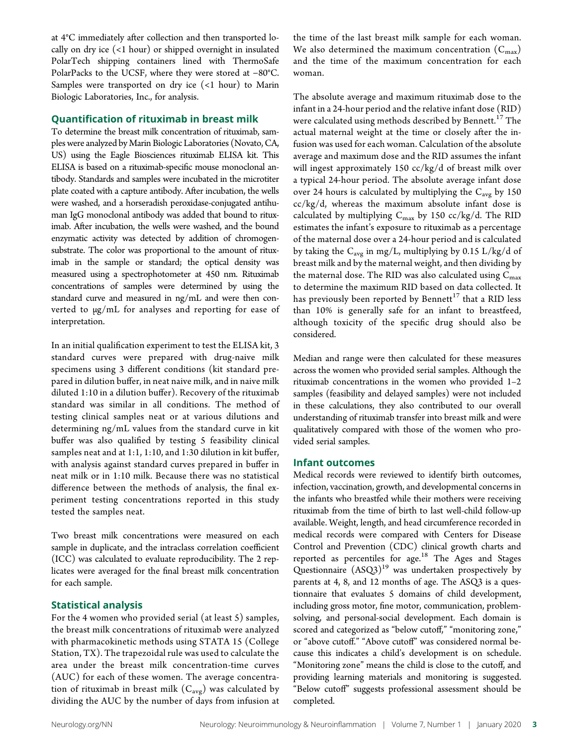at 4°C immediately after collection and then transported locally on dry ice (<1 hour) or shipped overnight in insulated PolarTech shipping containers lined with ThermoSafe PolarPacks to the UCSF, where they were stored at −80°C. Samples were transported on dry ice (<1 hour) to Marin Biologic Laboratories, Inc., for analysis.

## Quantification of rituximab in breast milk

To determine the breast milk concentration of rituximab, samples were analyzed by Marin Biologic Laboratories (Novato, CA, US) using the Eagle Biosciences rituximab ELISA kit. This ELISA is based on a rituximab-specific mouse monoclonal antibody. Standards and samples were incubated in the microtiter plate coated with a capture antibody. After incubation, the wells were washed, and a horseradish peroxidase-conjugated antihuman IgG monoclonal antibody was added that bound to rituximab. After incubation, the wells were washed, and the bound enzymatic activity was detected by addition of chromogen-substrate. The color was proportional to the amount of rituximab in the sample or standard; the optical density was measured using a spectrophotometer at 450 nm. Rituximab concentrations of samples were determined by using the standard curve and measured in ng/mL and were then converted to μg/mL for analyses and reporting for ease of interpretation.

In an initial qualification experiment to test the ELISA kit, 3 standard curves were prepared with drug-naive milk specimens using 3 different conditions (kit standard prepared in dilution buffer, in neat naive milk, and in naive milk diluted 1:10 in a dilution buffer). Recovery of the rituximab standard was similar in all conditions. The method of testing clinical samples neat or at various dilutions and determining ng/mL values from the standard curve in kit buffer was also qualified by testing 5 feasibility clinical samples neat and at 1:1, 1:10, and 1:30 dilution in kit buffer, with analysis against standard curves prepared in buffer in neat milk or in 1:10 milk. Because there was no statistical difference between the methods of analysis, the final experiment testing concentrations reported in this study tested the samples neat.

Two breast milk concentrations were measured on each sample in duplicate, and the intraclass correlation coefficient (ICC) was calculated to evaluate reproducibility. The 2 replicates were averaged for the final breast milk concentration for each sample.

## Statistical analysis

For the 4 women who provided serial (at least 5) samples, the breast milk concentrations of rituximab were analyzed with pharmacokinetic methods using STATA 15 (College Station, TX). The trapezoidal rule was used to calculate the area under the breast milk concentration-time curves (AUC) for each of these women. The average concentration of rituximab in breast milk ($C_{avg}$) was calculated by dividing the AUC by the number of days from infusion at the time of the last breast milk sample for each woman. We also determined the maximum concentration ($C_{max}$) and the time of the maximum concentration for each woman.

The absolute average and maximum rituximab dose to the infant in a 24-hour period and the relative infant dose (RID) were calculated using methods described by Bennett.[17] The actual maternal weight at the time or closely after the infusion was used for each woman. Calculation of the absolute average and maximum dose and the RID assumes the infant will ingest approximately 150 cc/kg/d of breast milk over a typical 24-hour period. The absolute average infant dose over 24 hours is calculated by multiplying the $C_{avg}$ by 150 cc/kg/d, whereas the maximum absolute infant dose is calculated by multiplying $C_{max}$ by 150 cc/kg/d. The RID estimates the infant's exposure to rituximab as a percentage of the maternal dose over a 24-hour period and is calculated by taking the $C_{avg}$ in mg/L, multiplying by 0.15 L/kg/d of breast milk and by the maternal weight, and then dividing by the maternal dose. The RID was also calculated using $C_{max}$ to determine the maximum RID based on data collected. It has previously been reported by Bennett[17] that a RID less than 10% is generally safe for an infant to breastfeed, although toxicity of the specific drug should also be considered.

Median and range were then calculated for these measures across the women who provided serial samples. Although the rituximab concentrations in the women who provided 1–2 samples (feasibility and delayed samples) were not included in these calculations, they also contributed to our overall understanding of rituximab transfer into breast milk and were qualitatively compared with those of the women who provided serial samples.

## Infant outcomes

Medical records were reviewed to identify birth outcomes, infection, vaccination, growth, and developmental concerns in the infants who breastfed while their mothers were receiving rituximab from the time of birth to last well-child follow-up available. Weight, length, and head circumference recorded in medical records were compared with Centers for Disease Control and Prevention (CDC) clinical growth charts and reported as percentiles for age.[18] The Ages and Stages Questionnaire (ASQ3)[19] was undertaken prospectively by parents at 4, 8, and 12 months of age. The ASQ3 is a questionnaire that evaluates 5 domains of child development, including gross motor, fine motor, communication, problem-solving, and personal-social development. Each domain is scored and categorized as "below cutoff," "monitoring zone," or "above cutoff." "Above cutoff" was considered normal because this indicates a child's development is on schedule. "Monitoring zone" means the child is close to the cutoff, and providing learning materials and monitoring is suggested. "Below cutoff" suggests professional assessment should be completed.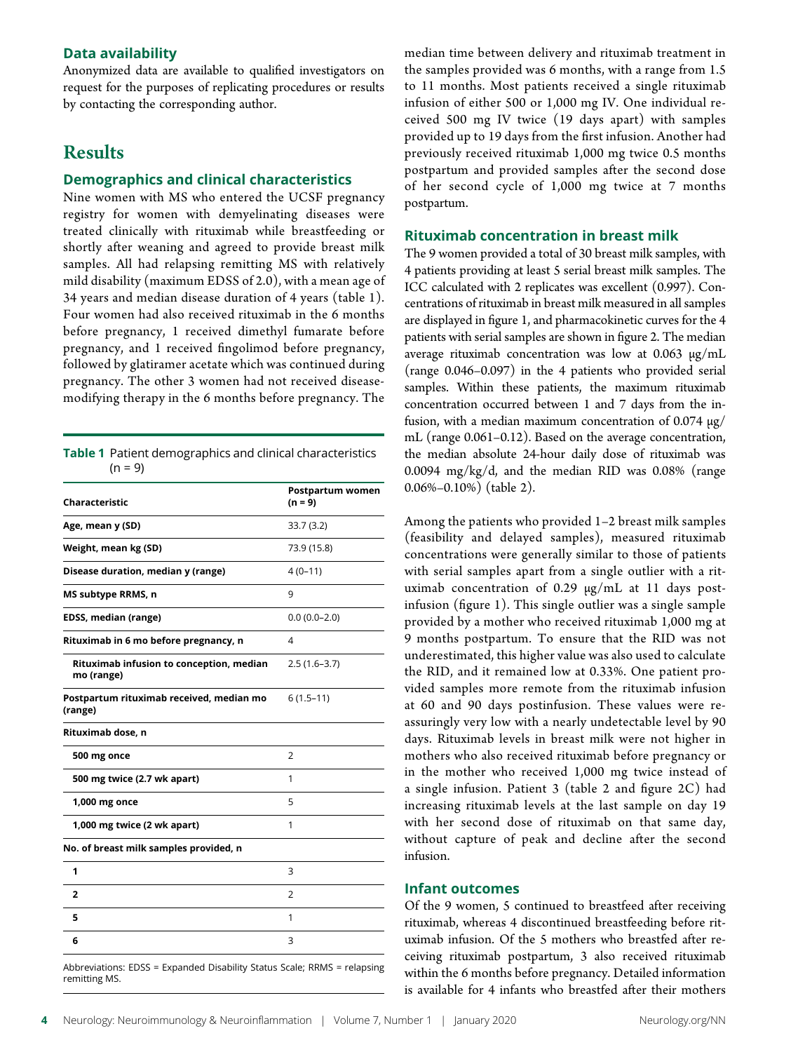### Data availability

Anonymized data are available to qualified investigators on request for the purposes of replicating procedures or results by contacting the corresponding author.

## Results

### Demographics and clinical characteristics

Nine women with MS who entered the UCSF pregnancy registry for women with demyelinating diseases were treated clinically with rituximab while breastfeeding or shortly after weaning and agreed to provide breast milk samples. All had relapsing remitting MS with relatively mild disability (maximum EDSS of 2.0), with a mean age of 34 years and median disease duration of 4 years (table 1). Four women had also received rituximab in the 6 months before pregnancy, 1 received dimethyl fumarate before pregnancy, and 1 received fingolimod before pregnancy, followed by glatiramer acetate which was continued during pregnancy. The other 3 women had not received disease-modifying therapy in the 6 months before pregnancy. The median time between delivery and rituximab treatment in the samples provided was 6 months, with a range from 1.5 to 11 months. Most patients received a single rituximab infusion of either 500 or 1,000 mg IV. One individual received 500 mg IV twice (19 days apart) with samples provided up to 19 days from the first infusion. Another had previously received rituximab 1,000 mg twice 0.5 months postpartum and provided samples after the second dose of her second cycle of 1,000 mg twice at 7 months postpartum.

**Table 1** Patient demographics and clinical characteristics (n = 9)

| Characteristic | Postpartum women (n = 9) |
|---|---|
| Age, mean y (SD) | 33.7 (3.2) |
| Weight, mean kg (SD) | 73.9 (15.8) |
| Disease duration, median y (range) | 4 (0–11) |
| MS subtype RRMS, n | 9 |
| EDSS, median (range) | 0.0 (0.0–2.0) |
| Rituximab in 6 mo before pregnancy, n | 4 |
| Rituximab infusion to conception, median mo (range) | 2.5 (1.6–3.7) |
| Postpartum rituximab received, median mo (range) | 6 (1.5–11) |
| Rituximab dose, n | |
| 500 mg once | 2 |
| 500 mg twice (2.7 wk apart) | 1 |
| 1,000 mg once | 5 |
| 1,000 mg twice (2 wk apart) | 1 |
| No. of breast milk samples provided, n | |
| 1 | 3 |
| 2 | 2 |
| 5 | 1 |
| 6 | 3 |

Abbreviations: EDSS = Expanded Disability Status Scale; RRMS = relapsing remitting MS.

### Rituximab concentration in breast milk

The 9 women provided a total of 30 breast milk samples, with 4 patients providing at least 5 serial breast milk samples. The ICC calculated with 2 replicates was excellent (0.997). Concentrations of rituximab in breast milk measured in all samples are displayed in figure 1, and pharmacokinetic curves for the 4 patients with serial samples are shown in figure 2. The median average rituximab concentration was low at 0.063 μg/mL (range 0.046–0.097) in the 4 patients who provided serial samples. Within these patients, the maximum rituximab concentration occurred between 1 and 7 days from the infusion, with a median maximum concentration of 0.074 μg/mL (range 0.061–0.12). Based on the average concentration, the median absolute 24-hour daily dose of rituximab was 0.0094 mg/kg/d, and the median RID was 0.08% (range 0.06%–0.10%) (table 2).

Among the patients who provided 1–2 breast milk samples (feasibility and delayed samples), measured rituximab concentrations were generally similar to those of patients with serial samples apart from a single outlier with a rituximab concentration of 0.29 μg/mL at 11 days postinfusion (figure 1). This single outlier was a single sample provided by a mother who received rituximab 1,000 mg at 9 months postpartum. To ensure that the RID was not underestimated, this higher value was also used to calculate the RID, and it remained low at 0.33%. One patient provided samples more remote from the rituximab infusion at 60 and 90 days postinfusion. These values were reassuringly very low with a nearly undetectable level by 90 days. Rituximab levels in breast milk were not higher in mothers who also received rituximab before pregnancy or in the mother who received 1,000 mg twice instead of a single infusion. Patient 3 (table 2 and figure 2C) had increasing rituximab levels at the last sample on day 19 with her second dose of rituximab on that same day, without capture of peak and decline after the second infusion.

### Infant outcomes

Of the 9 women, 5 continued to breastfeed after receiving rituximab, whereas 4 discontinued breastfeeding before rituximab infusion. Of the 5 mothers who breastfed after receiving rituximab postpartum, 3 also received rituximab within the 6 months before pregnancy. Detailed information is available for 4 infants who breastfed after their mothers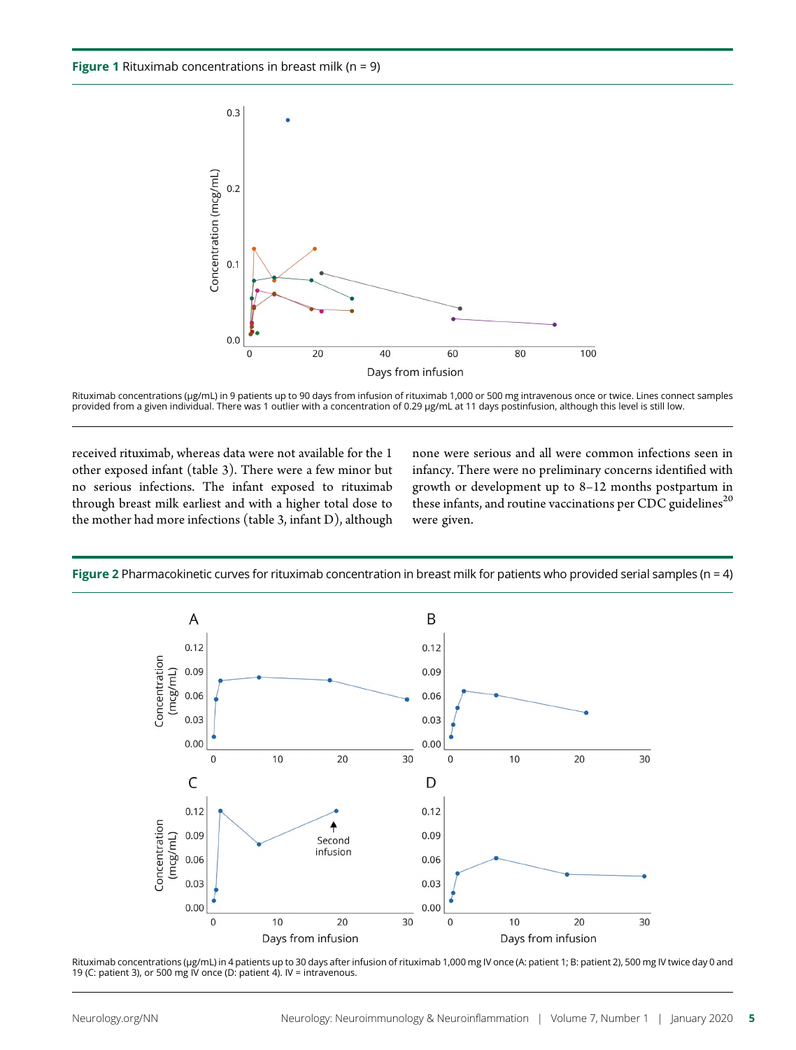**Figure 1** Rituximab concentrations in breast milk (n = 9)

Rituximab concentrations (μg/mL) in 9 patients up to 90 days from infusion of rituximab 1,000 or 500 mg intravenous once or twice. Lines connect samples provided from a given individual. There was 1 outlier with a concentration of 0.29 μg/mL at 11 days postinfusion, although this level is still low.

received rituximab, whereas data were not available for the 1 other exposed infant (table 3). There were a few minor but no serious infections. The infant exposed to rituximab through breast milk earliest and with a higher total dose to the mother had more infections (table 3, infant D), although none were serious and all were common infections seen in infancy. There were no preliminary concerns identified with growth or development up to 8–12 months postpartum in these infants, and routine vaccinations per CDC guidelines[20] were given.

**Figure 2** Pharmacokinetic curves for rituximab concentration in breast milk for patients who provided serial samples (n = 4)

Rituximab concentrations (μg/mL) in 4 patients up to 30 days after infusion of rituximab 1,000 mg IV once (A: patient 1; B: patient 2), 500 mg IV twice day 0 and 19 (C: patient 3), or 500 mg IV once (D: patient 4). IV = intravenous.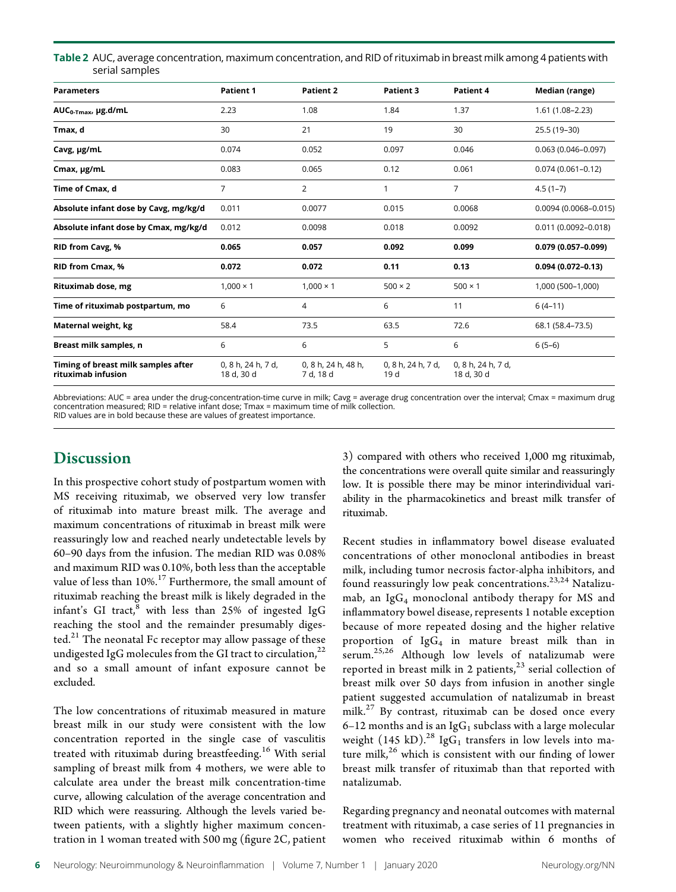**Table 2** AUC, average concentration, maximum concentration, and RID of rituximab in breast milk among 4 patients with serial samples

| Parameters | Patient 1 | Patient 2 | Patient 3 | Patient 4 | Median (range) |
|---|---|---|---|---|---|
| $AUC_{0\text{-}Tmax}$, µg.d/mL | 2.23 | 1.08 | 1.84 | 1.37 | 1.61 (1.08–2.23) |
| Tmax, d | 30 | 21 | 19 | 30 | 25.5 (19–30) |
| Cavg, µg/mL | 0.074 | 0.052 | 0.097 | 0.046 | 0.063 (0.046–0.097) |
| Cmax, µg/mL | 0.083 | 0.065 | 0.12 | 0.061 | 0.074 (0.061–0.12) |
| Time of Cmax, d | 7 | 2 | 1 | 7 | 4.5 (1–7) |
| Absolute infant dose by Cavg, mg/kg/d | 0.011 | 0.0077 | 0.015 | 0.0068 | 0.0094 (0.0068–0.015) |
| Absolute infant dose by Cmax, mg/kg/d | 0.012 | 0.0098 | 0.018 | 0.0092 | 0.011 (0.0092–0.018) |
| **RID from Cavg, %** | **0.065** | **0.057** | **0.092** | **0.099** | **0.079 (0.057–0.099)** |
| **RID from Cmax, %** | **0.072** | **0.072** | **0.11** | **0.13** | **0.094 (0.072–0.13)** |
| Rituximab dose, mg | 1,000 × 1 | 1,000 × 1 | 500 × 2 | 500 × 1 | 1,000 (500–1,000) |
| Time of rituximab postpartum, mo | 6 | 4 | 6 | 11 | 6 (4–11) |
| Maternal weight, kg | 58.4 | 73.5 | 63.5 | 72.6 | 68.1 (58.4–73.5) |
| Breast milk samples, n | 6 | 6 | 5 | 6 | 6 (5–6) |
| Timing of breast milk samples after rituximab infusion | 0, 8 h, 24 h, 7 d, 18 d, 30 d | 0, 8 h, 24 h, 48 h, 7 d, 18 d | 0, 8 h, 24 h, 7 d, 19 d | 0, 8 h, 24 h, 7 d, 18 d, 30 d | |

Abbreviations: AUC = area under the drug-concentration-time curve in milk; Cavg = average drug concentration over the interval; Cmax = maximum drug concentration measured; RID = relative infant dose; Tmax = maximum time of milk collection.
RID values are in bold because these are values of greatest importance.

## Discussion

In this prospective cohort study of postpartum women with MS receiving rituximab, we observed very low transfer of rituximab into mature breast milk. The average and maximum concentrations of rituximab in breast milk were reassuringly low and reached nearly undetectable levels by 60–90 days from the infusion. The median RID was 0.08% and maximum RID was 0.10%, both less than the acceptable value of less than 10%.[17] Furthermore, the small amount of rituximab reaching the breast milk is likely degraded in the infant's GI tract,[8] with less than 25% of ingested IgG reaching the stool and the remainder presumably digested.[21] The neonatal Fc receptor may allow passage of these undigested IgG molecules from the GI tract to circulation,[22] and so a small amount of infant exposure cannot be excluded.

The low concentrations of rituximab measured in mature breast milk in our study were consistent with the low concentration reported in the single case of vasculitis treated with rituximab during breastfeeding.[16] With serial sampling of breast milk from 4 mothers, we were able to calculate area under the breast milk concentration-time curve, allowing calculation of the average concentration and RID which were reassuring. Although the levels varied between patients, with a slightly higher maximum concentration in 1 woman treated with 500 mg (figure 2C, patient 3) compared with others who received 1,000 mg rituximab, the concentrations were overall quite similar and reassuringly low. It is possible there may be minor interindividual variability in the pharmacokinetics and breast milk transfer of rituximab.

Recent studies in inflammatory bowel disease evaluated concentrations of other monoclonal antibodies in breast milk, including tumor necrosis factor-alpha inhibitors, and found reassuringly low peak concentrations.[23,24] Natalizumab, an $IgG_4$ monoclonal antibody therapy for MS and inflammatory bowel disease, represents 1 notable exception because of more repeated dosing and the higher relative proportion of $IgG_4$ in mature breast milk than in serum.[25,26] Although low levels of natalizumab were reported in breast milk in 2 patients,[23] serial collection of breast milk over 50 days from infusion in another single patient suggested accumulation of natalizumab in breast milk.[27] By contrast, rituximab can be dosed once every 6–12 months and is an $IgG_1$ subclass with a large molecular weight (145 kD).[28] $IgG_1$ transfers in low levels into mature milk,[26] which is consistent with our finding of lower breast milk transfer of rituximab than that reported with natalizumab.

Regarding pregnancy and neonatal outcomes with maternal treatment with rituximab, a case series of 11 pregnancies in women who received rituximab within 6 months of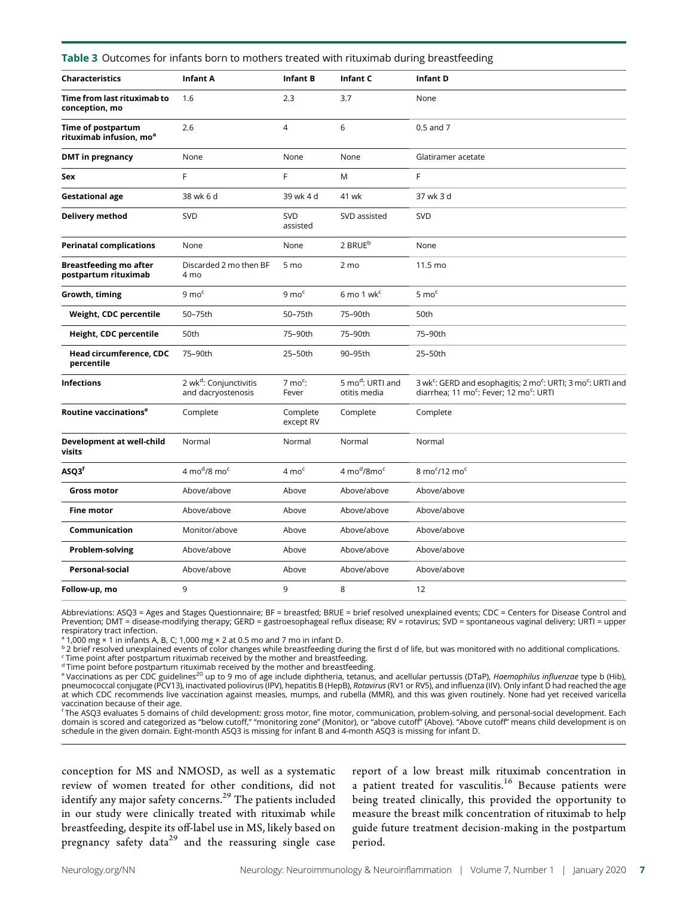**Table 3** Outcomes for infants born to mothers treated with rituximab during breastfeeding

| Characteristics | Infant A | Infant B | Infant C | Infant D |
|---|---|---|---|---|
| Time from last rituximab to conception, mo | 1.6 | 2.3 | 3.7 | None |
| Time of postpartum rituximab infusion, mo[a] | 2.6 | 4 | 6 | 0.5 and 7 |
| DMT in pregnancy | None | None | None | Glatiramer acetate |
| Sex | F | F | M | F |
| Gestational age | 38 wk 6 d | 39 wk 4 d | 41 wk | 37 wk 3 d |
| Delivery method | SVD | SVD assisted | SVD assisted | SVD |
| Perinatal complications | None | None | 2 BRUE[b] | None |
| Breastfeeding mo after postpartum rituximab | Discarded 2 mo then BF 4 mo | 5 mo | 2 mo | 11.5 mo |
| Growth, timing | 9 mo[c] | 9 mo[c] | 6 mo 1 wk[c] | 5 mo[c] |
| Weight, CDC percentile | 50–75th | 50–75th | 75–90th | 50th |
| Height, CDC percentile | 50th | 75–90th | 75–90th | 75–90th |
| Head circumference, CDC percentile | 75–90th | 25–50th | 90–95th | 25–50th |
| Infections | 2 wk[d]: Conjunctivitis and dacryostenosis | 7 mo[c]: Fever | 5 mo[d]: URTI and otitis media | 3 wk[c]: GERD and esophagitis; 2 mo[c]: URTI; 3 mo[c]: URTI and diarrhea; 11 mo[c]: Fever; 12 mo[c]: URTI |
| Routine vaccinations[e] | Complete | Complete except RV | Complete | Complete |
| Development at well-child visits | Normal | Normal | Normal | Normal |
| ASQ3[f] | 4 mo[d]/8 mo[c] | 4 mo[c] | 4 mo[d]/8mo[c] | 8 mo[c]/12 mo[c] |
| Gross motor | Above/above | Above | Above/above | Above/above |
| Fine motor | Above/above | Above | Above/above | Above/above |
| Communication | Monitor/above | Above | Above/above | Above/above |
| Problem-solving | Above/above | Above | Above/above | Above/above |
| Personal-social | Above/above | Above | Above/above | Above/above |
| Follow-up, mo | 9 | 9 | 8 | 12 |

Abbreviations: ASQ3 = Ages and Stages Questionnaire; BF = breastfed; BRUE = brief resolved unexplained events; CDC = Centers for Disease Control and Prevention; DMT = disease-modifying therapy; GERD = gastroesophageal reflux disease; RV = rotavirus; SVD = spontaneous vaginal delivery; URTI = upper respiratory tract infection.

[a] 1,000 mg × 1 in infants A, B, C; 1,000 mg × 2 at 0.5 mo and 7 mo in infant D.

[b] 2 brief resolved unexplained events of color changes while breastfeeding during the first d of life, but was monitored with no additional complications.

[c] Time point after postpartum rituximab received by the mother and breastfeeding.

[d] Time point before postpartum rituximab received by the mother and breastfeeding.

[e] Vaccinations as per CDC guidelines[20] up to 9 mo of age include diphtheria, tetanus, and acellular pertussis (DTaP), *Haemophilus influenzae* type b (Hib), pneumococcal conjugate (PCV13), inactivated poliovirus (IPV), hepatitis B (HepB), *Rotavirus* (RV1 or RV5), and influenza (IIV). Only infant D had reached the age at which CDC recommends live vaccination against measles, mumps, and rubella (MMR), and this was given routinely. None had yet received varicella vaccination because of their age.

[f] The ASQ3 evaluates 5 domains of child development: gross motor, fine motor, communication, problem-solving, and personal-social development. Each domain is scored and categorized as "below cutoff," "monitoring zone" (Monitor), or "above cutoff" (Above). "Above cutoff" means child development is on schedule in the given domain. Eight-month ASQ3 is missing for infant B and 4-month ASQ3 is missing for infant D.

conception for MS and NMOSD, as well as a systematic review of women treated for other conditions, did not identify any major safety concerns.[29] The patients included in our study were clinically treated with rituximab while breastfeeding, despite its off-label use in MS, likely based on pregnancy safety data[29] and the reassuring single case report of a low breast milk rituximab concentration in a patient treated for vasculitis.[16] Because patients were being treated clinically, this provided the opportunity to measure the breast milk concentration of rituximab to help guide future treatment decision-making in the postpartum period.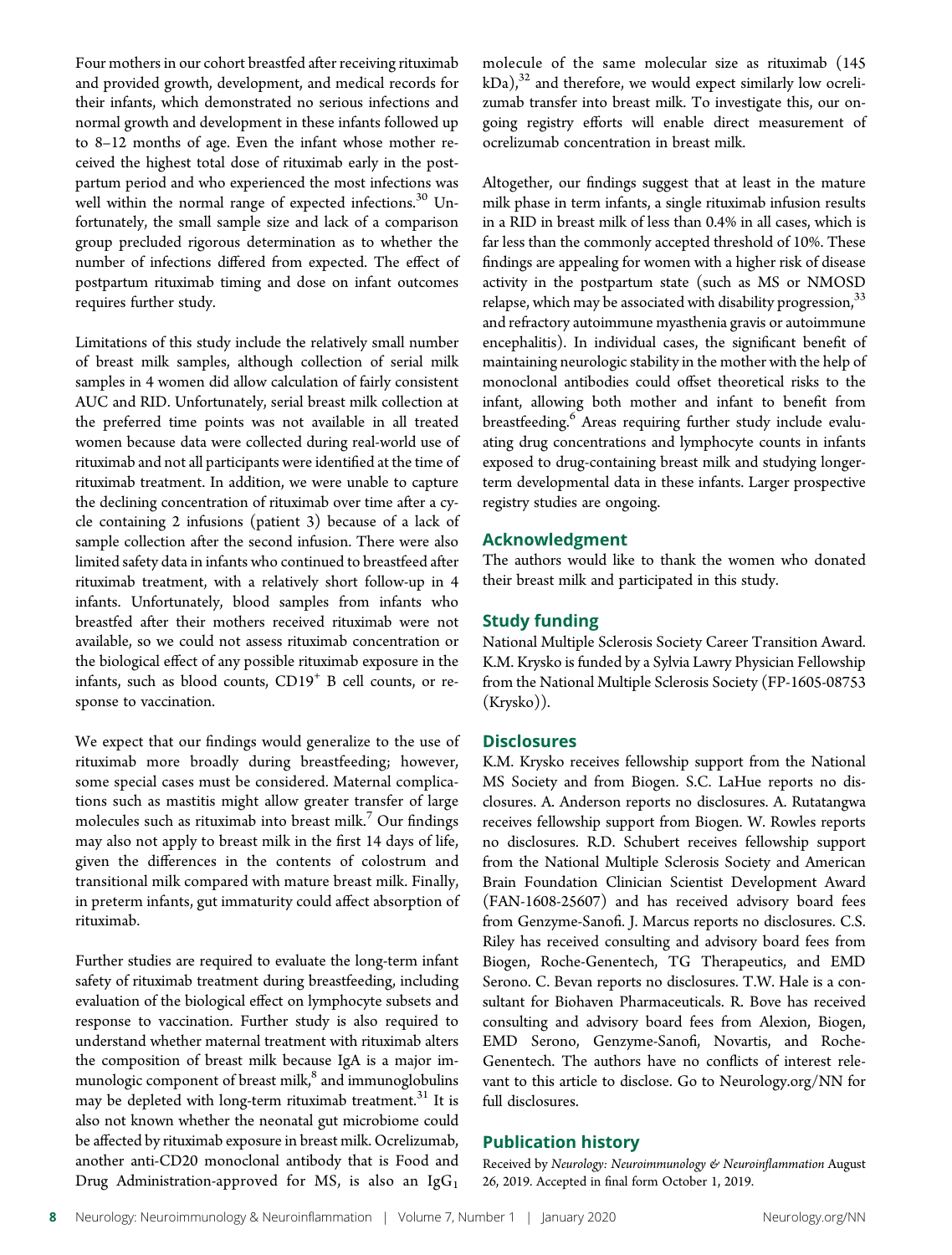Four mothers in our cohort breastfed after receiving rituximab and provided growth, development, and medical records for their infants, which demonstrated no serious infections and normal growth and development in these infants followed up to 8–12 months of age. Even the infant whose mother received the highest total dose of rituximab early in the postpartum period and who experienced the most infections was well within the normal range of expected infections.[30] Unfortunately, the small sample size and lack of a comparison group precluded rigorous determination as to whether the number of infections differed from expected. The effect of postpartum rituximab timing and dose on infant outcomes requires further study.

Limitations of this study include the relatively small number of breast milk samples, although collection of serial milk samples in 4 women did allow calculation of fairly consistent AUC and RID. Unfortunately, serial breast milk collection at the preferred time points was not available in all treated women because data were collected during real-world use of rituximab and not all participants were identified at the time of rituximab treatment. In addition, we were unable to capture the declining concentration of rituximab over time after a cycle containing 2 infusions (patient 3) because of a lack of sample collection after the second infusion. There were also limited safety data in infants who continued to breastfeed after rituximab treatment, with a relatively short follow-up in 4 infants. Unfortunately, blood samples from infants who breastfed after their mothers received rituximab were not available, so we could not assess rituximab concentration or the biological effect of any possible rituximab exposure in the infants, such as blood counts, $CD19^+$ B cell counts, or response to vaccination.

We expect that our findings would generalize to the use of rituximab more broadly during breastfeeding; however, some special cases must be considered. Maternal complications such as mastitis might allow greater transfer of large molecules such as rituximab into breast milk.[7] Our findings may also not apply to breast milk in the first 14 days of life, given the differences in the contents of colostrum and transitional milk compared with mature breast milk. Finally, in preterm infants, gut immaturity could affect absorption of rituximab.

Further studies are required to evaluate the long-term infant safety of rituximab treatment during breastfeeding, including evaluation of the biological effect on lymphocyte subsets and response to vaccination. Further study is also required to understand whether maternal treatment with rituximab alters the composition of breast milk because IgA is a major immunologic component of breast milk,[8] and immunoglobulins may be depleted with long-term rituximab treatment.[31] It is also not known whether the neonatal gut microbiome could be affected by rituximab exposure in breast milk. Ocrelizumab, another anti-CD20 monoclonal antibody that is Food and Drug Administration-approved for MS, is also an $IgG_1$ molecule of the same molecular size as rituximab (145 kDa),[32] and therefore, we would expect similarly low ocrelizumab transfer into breast milk. To investigate this, our ongoing registry efforts will enable direct measurement of ocrelizumab concentration in breast milk.

Altogether, our findings suggest that at least in the mature milk phase in term infants, a single rituximab infusion results in a RID in breast milk of less than 0.4% in all cases, which is far less than the commonly accepted threshold of 10%. These findings are appealing for women with a higher risk of disease activity in the postpartum state (such as MS or NMOSD relapse, which may be associated with disability progression,[33] and refractory autoimmune myasthenia gravis or autoimmune encephalitis). In individual cases, the significant benefit of maintaining neurologic stability in the mother with the help of monoclonal antibodies could offset theoretical risks to the infant, allowing both mother and infant to benefit from breastfeeding.[6] Areas requiring further study include evaluating drug concentrations and lymphocyte counts in infants exposed to drug-containing breast milk and studying longer-term developmental data in these infants. Larger prospective registry studies are ongoing.

## Acknowledgment

The authors would like to thank the women who donated their breast milk and participated in this study.

## Study funding

National Multiple Sclerosis Society Career Transition Award. K.M. Krysko is funded by a Sylvia Lawry Physician Fellowship from the National Multiple Sclerosis Society (FP-1605-08753 (Krysko)).

## Disclosures

K.M. Krysko receives fellowship support from the National MS Society and from Biogen. S.C. LaHue reports no disclosures. A. Anderson reports no disclosures. A. Rutatangwa receives fellowship support from Biogen. W. Rowles reports no disclosures. R.D. Schubert receives fellowship support from the National Multiple Sclerosis Society and American Brain Foundation Clinician Scientist Development Award (FAN-1608-25607) and has received advisory board fees from Genzyme-Sanofi. J. Marcus reports no disclosures. C.S. Riley has received consulting and advisory board fees from Biogen, Roche-Genentech, TG Therapeutics, and EMD Serono. C. Bevan reports no disclosures. T.W. Hale is a consultant for Biohaven Pharmaceuticals. R. Bove has received consulting and advisory board fees from Alexion, Biogen, EMD Serono, Genzyme-Sanofi, Novartis, and Roche-Genentech. The authors have no conflicts of interest relevant to this article to disclose. Go to Neurology.org/NN for full disclosures.

## Publication history

Received by *Neurology: Neuroimmunology & Neuroinflammation* August 26, 2019. Accepted in final form October 1, 2019.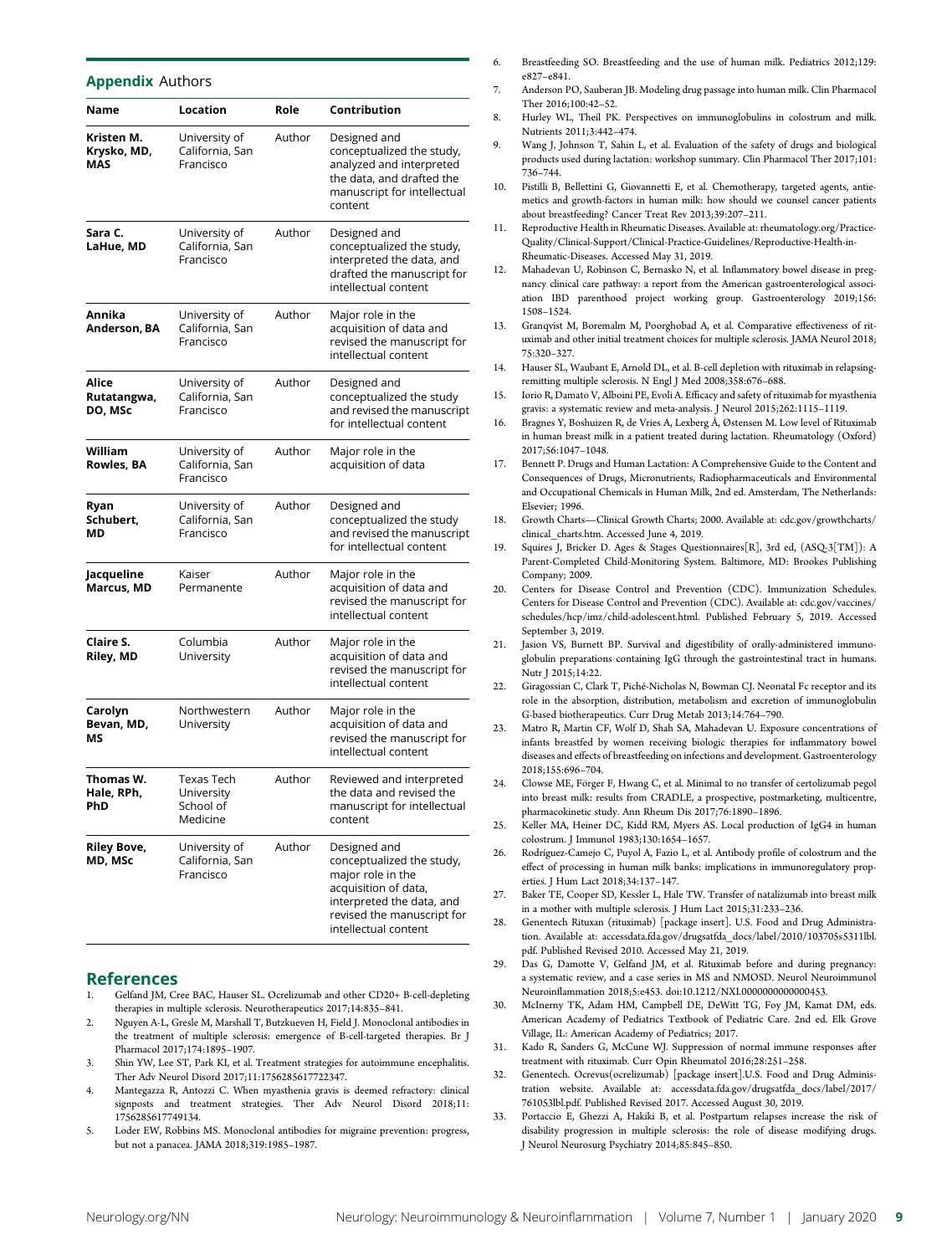## Appendix Authors

| Name | Location | Role | Contribution |
|---|---|---|---|
| **Kristen M. Krysko, MD, MAS** | University of California, San Francisco | Author | Designed and conceptualized the study, analyzed and interpreted the data, and drafted the manuscript for intellectual content |
| **Sara C. LaHue, MD** | University of California, San Francisco | Author | Designed and conceptualized the study, interpreted the data, and drafted the manuscript for intellectual content |
| **Annika Anderson, BA** | University of California, San Francisco | Author | Major role in the acquisition of data and revised the manuscript for intellectual content |
| **Alice Rutatangwa, DO, MSc** | University of California, San Francisco | Author | Designed and conceptualized the study and revised the manuscript for intellectual content |
| **William Rowles, BA** | University of California, San Francisco | Author | Major role in the acquisition of data |
| **Ryan Schubert, MD** | University of California, San Francisco | Author | Designed and conceptualized the study and revised the manuscript for intellectual content |
| **Jacqueline Marcus, MD** | Kaiser Permanente | Author | Major role in the acquisition of data and revised the manuscript for intellectual content |
| **Claire S. Riley, MD** | Columbia University | Author | Major role in the acquisition of data and revised the manuscript for intellectual content |
| **Carolyn Bevan, MD, MS** | Northwestern University | Author | Major role in the acquisition of data and revised the manuscript for intellectual content |
| **Thomas W. Hale, RPh, PhD** | Texas Tech University School of Medicine | Author | Reviewed and interpreted the data and revised the manuscript for intellectual content |
| **Riley Bove, MD, MSc** | University of California, San Francisco | Author | Designed and conceptualized the study, major role in the acquisition of data, interpreted the data, and revised the manuscript for intellectual content |

## References

1. Gelfand JM, Cree BAC, Hauser SL. Ocrelizumab and other CD20+ B-cell-depleting therapies in multiple sclerosis. Neurotherapeutics 2017;14:835–841.
2. Nguyen A-L, Gresle M, Marshall T, Butzkueven H, Field J. Monoclonal antibodies in the treatment of multiple sclerosis: emergence of B-cell-targeted therapies. Br J Pharmacol 2017;174:1895–1907.
3. Shin YW, Lee ST, Park KI, et al. Treatment strategies for autoimmune encephalitis. Ther Adv Neurol Disord 2017;11:1756285617722347.
4. Mantegazza R, Antozzi C. When myasthenia gravis is deemed refractory: clinical signposts and treatment strategies. Ther Adv Neurol Disord 2018;11: 1756285617749134.
5. Loder EW, Robbins MS. Monoclonal antibodies for migraine prevention: progress, but not a panacea. JAMA 2018;319:1985–1987.
6. Breastfeeding SO. Breastfeeding and the use of human milk. Pediatrics 2012;129: e827–e841.
7. Anderson PO, Sauberan JB. Modeling drug passage into human milk. Clin Pharmacol Ther 2016;100:42–52.
8. Hurley WL, Theil PK. Perspectives on immunoglobulins in colostrum and milk. Nutrients 2011;3:442–474.
9. Wang J, Johnson T, Sahin L, et al. Evaluation of the safety of drugs and biological products used during lactation: workshop summary. Clin Pharmacol Ther 2017;101: 736–744.
10. Pistilli B, Bellettini G, Giovannetti E, et al. Chemotherapy, targeted agents, antiemetics and growth-factors in human milk: how should we counsel cancer patients about breastfeeding? Cancer Treat Rev 2013;39:207–211.
11. Reproductive Health in Rheumatic Diseases. Available at: rheumatology.org/Practice-Quality/Clinical-Support/Clinical-Practice-Guidelines/Reproductive-Health-in-Rheumatic-Diseases. Accessed May 31, 2019.
12. Mahadevan U, Robinson C, Bernasko N, et al. Inflammatory bowel disease in pregnancy clinical care pathway: a report from the American gastroenterological association IBD parenthood project working group. Gastroenterology 2019;156: 1508–1524.
13. Granqvist M, Boremalm M, Poorghobad A, et al. Comparative effectiveness of rituximab and other initial treatment choices for multiple sclerosis. JAMA Neurol 2018; 75:320–327.
14. Hauser SL, Waubant E, Arnold DL, et al. B-cell depletion with rituximab in relapsing-remitting multiple sclerosis. N Engl J Med 2008;358:676–688.
15. Iorio R, Damato V, Alboini PE, Evoli A. Efficacy and safety of rituximab for myasthenia gravis: a systematic review and meta-analysis. J Neurol 2015;262:1115–1119.
16. Bragnes Y, Boshuizen R, de Vries A, Lexberg Å, Østensen M. Low level of Rituximab in human breast milk in a patient treated during lactation. Rheumatology (Oxford) 2017;56:1047–1048.
17. Bennett P. Drugs and Human Lactation: A Comprehensive Guide to the Content and Consequences of Drugs, Micronutrients, Radiopharmaceuticals and Environmental and Occupational Chemicals in Human Milk, 2nd ed. Amsterdam, The Netherlands: Elsevier; 1996.
18. Growth Charts—Clinical Growth Charts; 2000. Available at: cdc.gov/growthcharts/clinical_charts.htm. Accessed June 4, 2019.
19. Squires J, Bricker D. Ages & Stages Questionnaires[R], 3rd ed, (ASQ-3[TM]): A Parent-Completed Child-Monitoring System. Baltimore, MD: Brookes Publishing Company; 2009.
20. Centers for Disease Control and Prevention (CDC). Immunization Schedules. Centers for Disease Control and Prevention (CDC). Available at: cdc.gov/vaccines/schedules/hcp/imz/child-adolescent.html. Published February 5, 2019. Accessed September 3, 2019.
21. Jasion VS, Burnett BP. Survival and digestibility of orally-administered immunoglobulin preparations containing IgG through the gastrointestinal tract in humans. Nutr J 2015;14:22.
22. Giragossian C, Clark T, Piché-Nicholas N, Bowman CJ. Neonatal Fc receptor and its role in the absorption, distribution, metabolism and excretion of immunoglobulin G-based biotherapeutics. Curr Drug Metab 2013;14:764–790.
23. Matro R, Martin CF, Wolf D, Shah SA, Mahadevan U. Exposure concentrations of infants breastfed by women receiving biologic therapies for inflammatory bowel diseases and effects of breastfeeding on infections and development. Gastroenterology 2018;155:696–704.
24. Clowse ME, Förger F, Hwang C, et al. Minimal to no transfer of certolizumab pegol into breast milk: results from CRADLE, a prospective, postmarketing, multicentre, pharmacokinetic study. Ann Rheum Dis 2017;76:1890–1896.
25. Keller MA, Heiner DC, Kidd RM, Myers AS. Local production of IgG4 in human colostrum. J Immunol 1983;130:1654–1657.
26. Rodríguez-Camejo C, Puyol A, Fazio L, et al. Antibody profile of colostrum and the effect of processing in human milk banks: implications in immunoregulatory properties. J Hum Lact 2018;34:137–147.
27. Baker TE, Cooper SD, Kessler L, Hale TW. Transfer of natalizumab into breast milk in a mother with multiple sclerosis. J Hum Lact 2015;31:233–236.
28. Genentech Rituxan (rituximab) [package insert]. U.S. Food and Drug Administration. Available at: accessdata.fda.gov/drugsatfda_docs/label/2010/103705s5311lbl.pdf. Published Revised 2010. Accessed May 21, 2019.
29. Das G, Damotte V, Gelfand JM, et al. Rituximab before and during pregnancy: a systematic review, and a case series in MS and NMOSD. Neurol Neuroimmunol Neuroinflammation 2018;5:e453. doi:10.1212/NXI.0000000000000453.
30. McInerny TK, Adam HM, Campbell DE, DeWitt TG, Foy JM, Kamat DM, eds. American Academy of Pediatrics Textbook of Pediatric Care. 2nd ed. Elk Grove Village, IL: American Academy of Pediatrics; 2017.
31. Kado R, Sanders G, McCune WJ. Suppression of normal immune responses after treatment with rituximab. Curr Opin Rheumatol 2016;28:251–258.
32. Genentech. Ocrevus(ocrelizumab) [package insert].U.S. Food and Drug Administration website. Available at: accessdata.fda.gov/drugsatfda_docs/label/2017/761053lbl.pdf. Published Revised 2017. Accessed August 30, 2019.
33. Portaccio E, Ghezzi A, Hakiki B, et al. Postpartum relapses increase the risk of disability progression in multiple sclerosis: the role of disease modifying drugs. J Neurol Neurosurg Psychiatry 2014;85:845–850.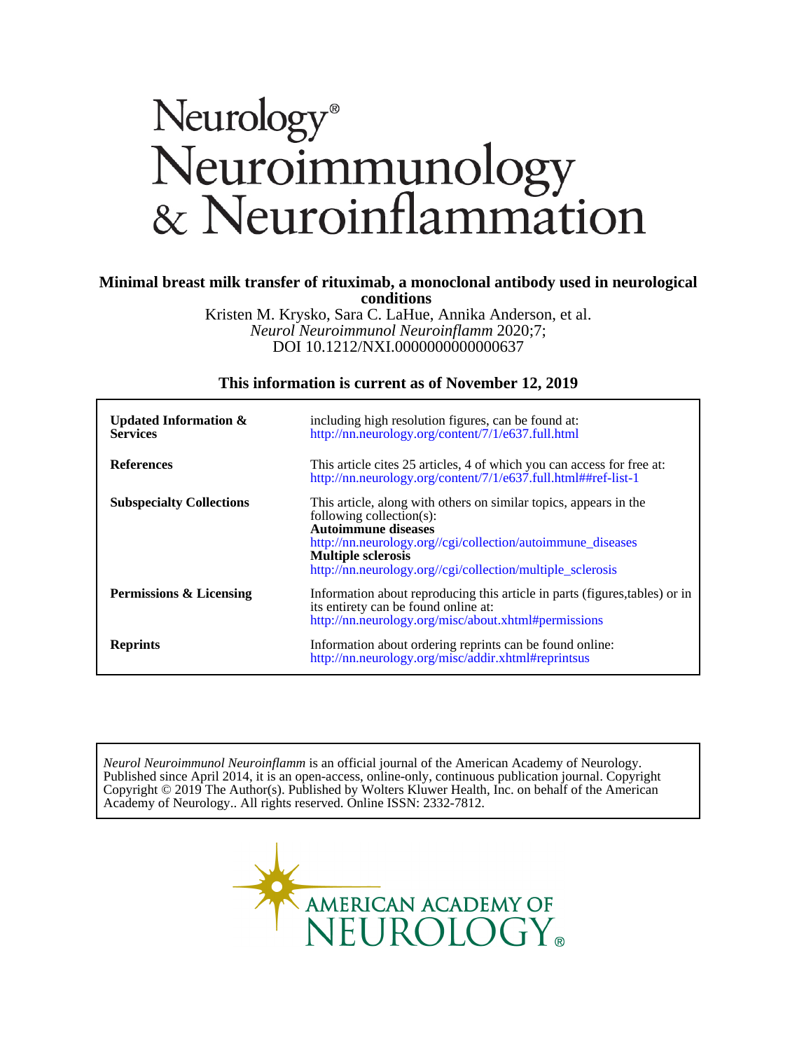# Neurology® Neuroimmunology & Neuroinflammation

**Minimal breast milk transfer of rituximab, a monoclonal antibody used in neurological conditions**

Kristen M. Krysko, Sara C. LaHue, Annika Anderson, et al.
*Neurol Neuroimmunol Neuroinflamm* 2020;7;
DOI 10.1212/NXI.0000000000000637

**This information is current as of November 12, 2019**

| | |
|---|---|
| **Updated Information & Services** | including high resolution figures, can be found at: http://nn.neurology.org/content/7/1/e637.full.html |
| **References** | This article cites 25 articles, 4 of which you can access for free at: http://nn.neurology.org/content/7/1/e637.full.html##ref-list-1 |
| **Subspecialty Collections** | This article, along with others on similar topics, appears in the following collection(s): **Autoimmune diseases** http://nn.neurology.org//cgi/collection/autoimmune_diseases **Multiple sclerosis** http://nn.neurology.org//cgi/collection/multiple_sclerosis |
| **Permissions & Licensing** | Information about reproducing this article in parts (figures,tables) or in its entirety can be found online at: http://nn.neurology.org/misc/about.xhtml#permissions |
| **Reprints** | Information about ordering reprints can be found online: http://nn.neurology.org/misc/addir.xhtml#reprintsus |

*Neurol Neuroimmunol Neuroinflamm* is an official journal of the American Academy of Neurology. Published since April 2014, it is an open-access, online-only, continuous publication journal. Copyright Copyright © 2019 The Author(s). Published by Wolters Kluwer Health, Inc. on behalf of the American Academy of Neurology.. All rights reserved. Online ISSN: 2332-7812.

AMERICAN ACADEMY OF NEUROLOGY®